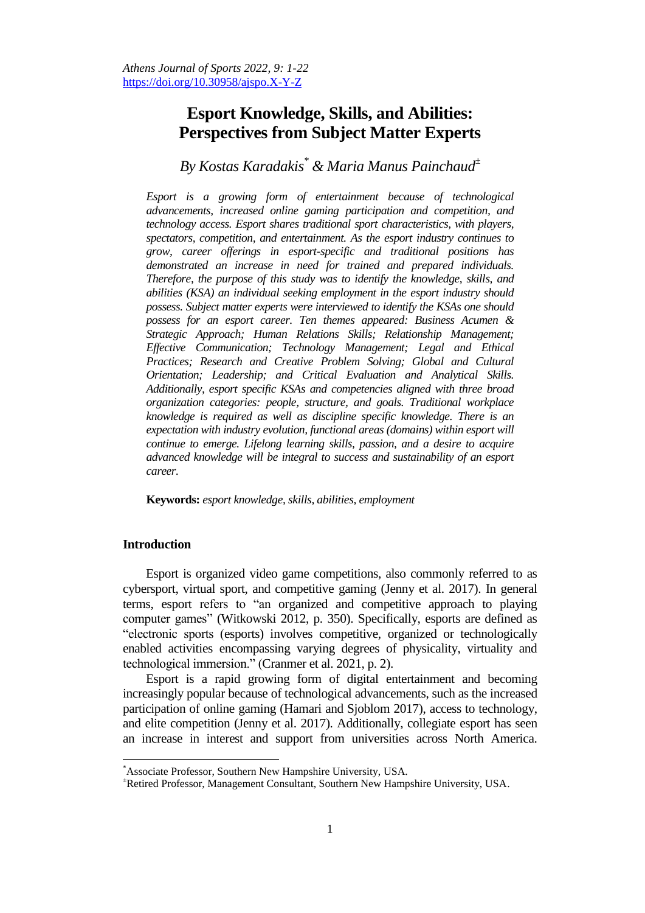# Esport Knowledge, Skills, and Abilities: Perspectives from Subject Matter Experts

*By Kostas Karadakis[*] & Maria Manus Painchaud[±]*

*Esport is a growing form of entertainment because of technological advancements, increased online gaming participation and competition, and technology access. Esport shares traditional sport characteristics, with players, spectators, competition, and entertainment. As the esport industry continues to grow, career offerings in esport-specific and traditional positions has demonstrated an increase in need for trained and prepared individuals. Therefore, the purpose of this study was to identify the knowledge, skills, and abilities (KSA) an individual seeking employment in the esport industry should possess. Subject matter experts were interviewed to identify the KSAs one should possess for an esport career. Ten themes appeared: Business Acumen & Strategic Approach; Human Relations Skills; Relationship Management; Effective Communication; Technology Management; Legal and Ethical Practices; Research and Creative Problem Solving; Global and Cultural Orientation; Leadership; and Critical Evaluation and Analytical Skills. Additionally, esport specific KSAs and competencies aligned with three broad organization categories: people, structure, and goals. Traditional workplace knowledge is required as well as discipline specific knowledge. There is an expectation with industry evolution, functional areas (domains) within esport will continue to emerge. Lifelong learning skills, passion, and a desire to acquire advanced knowledge will be integral to success and sustainability of an esport career.*

**Keywords:** *esport knowledge, skills, abilities, employment*

## Introduction

Esport is organized video game competitions, also commonly referred to as cybersport, virtual sport, and competitive gaming (Jenny et al. 2017). In general terms, esport refers to "an organized and competitive approach to playing computer games" (Witkowski 2012, p. 350). Specifically, esports are defined as "electronic sports (esports) involves competitive, organized or technologically enabled activities encompassing varying degrees of physicality, virtuality and technological immersion." (Cranmer et al. 2021, p. 2).

Esport is a rapid growing form of digital entertainment and becoming increasingly popular because of technological advancements, such as the increased participation of online gaming (Hamari and Sjoblom 2017), access to technology, and elite competition (Jenny et al. 2017). Additionally, collegiate esport has seen an increase in interest and support from universities across North America.

---

[*] Associate Professor, Southern New Hampshire University, USA.

[±] Retired Professor, Management Consultant, Southern New Hampshire University, USA.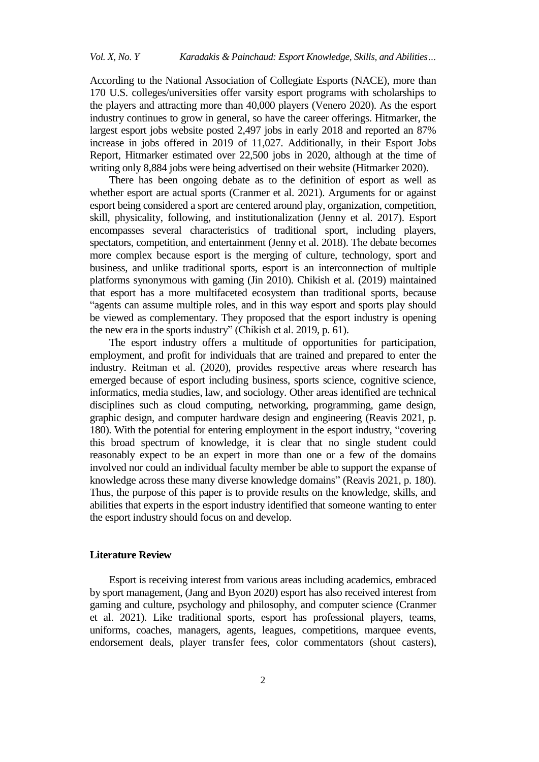According to the National Association of Collegiate Esports (NACE), more than 170 U.S. colleges/universities offer varsity esport programs with scholarships to the players and attracting more than 40,000 players (Venero 2020). As the esport industry continues to grow in general, so have the career offerings. Hitmarker, the largest esport jobs website posted 2,497 jobs in early 2018 and reported an 87% increase in jobs offered in 2019 of 11,027. Additionally, in their Esport Jobs Report, Hitmarker estimated over 22,500 jobs in 2020, although at the time of writing only 8,884 jobs were being advertised on their website (Hitmarker 2020).

There has been ongoing debate as to the definition of esport as well as whether esport are actual sports (Cranmer et al. 2021). Arguments for or against esport being considered a sport are centered around play, organization, competition, skill, physicality, following, and institutionalization (Jenny et al. 2017). Esport encompasses several characteristics of traditional sport, including players, spectators, competition, and entertainment (Jenny et al. 2018). The debate becomes more complex because esport is the merging of culture, technology, sport and business, and unlike traditional sports, esport is an interconnection of multiple platforms synonymous with gaming (Jin 2010). Chikish et al. (2019) maintained that esport has a more multifaceted ecosystem than traditional sports, because "agents can assume multiple roles, and in this way esport and sports play should be viewed as complementary. They proposed that the esport industry is opening the new era in the sports industry" (Chikish et al. 2019, p. 61).

The esport industry offers a multitude of opportunities for participation, employment, and profit for individuals that are trained and prepared to enter the industry. Reitman et al. (2020), provides respective areas where research has emerged because of esport including business, sports science, cognitive science, informatics, media studies, law, and sociology. Other areas identified are technical disciplines such as cloud computing, networking, programming, game design, graphic design, and computer hardware design and engineering (Reavis 2021, p. 180). With the potential for entering employment in the esport industry, "covering this broad spectrum of knowledge, it is clear that no single student could reasonably expect to be an expert in more than one or a few of the domains involved nor could an individual faculty member be able to support the expanse of knowledge across these many diverse knowledge domains" (Reavis 2021, p. 180). Thus, the purpose of this paper is to provide results on the knowledge, skills, and abilities that experts in the esport industry identified that someone wanting to enter the esport industry should focus on and develop.

## Literature Review

Esport is receiving interest from various areas including academics, embraced by sport management, (Jang and Byon 2020) esport has also received interest from gaming and culture, psychology and philosophy, and computer science (Cranmer et al. 2021). Like traditional sports, esport has professional players, teams, uniforms, coaches, managers, agents, leagues, competitions, marquee events, endorsement deals, player transfer fees, color commentators (shout casters),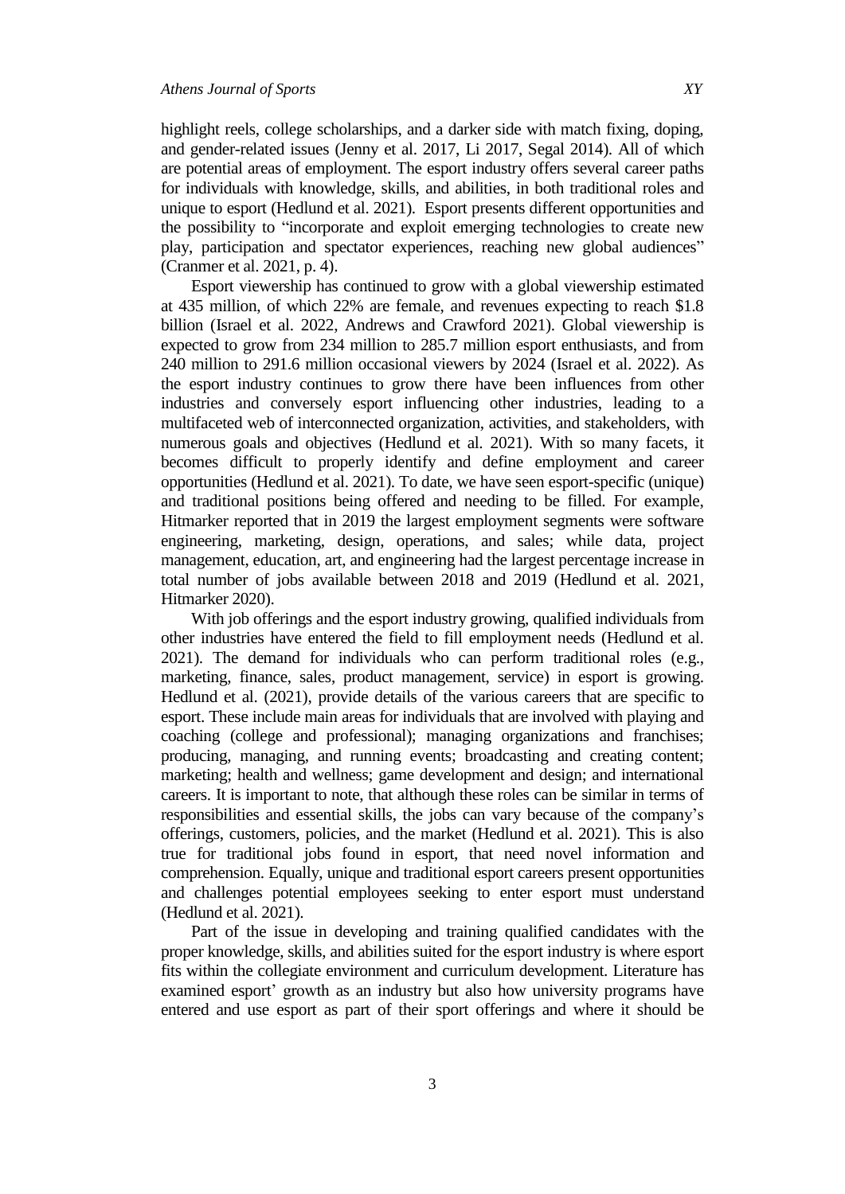highlight reels, college scholarships, and a darker side with match fixing, doping, and gender-related issues (Jenny et al. 2017, Li 2017, Segal 2014). All of which are potential areas of employment. The esport industry offers several career paths for individuals with knowledge, skills, and abilities, in both traditional roles and unique to esport (Hedlund et al. 2021). Esport presents different opportunities and the possibility to "incorporate and exploit emerging technologies to create new play, participation and spectator experiences, reaching new global audiences" (Cranmer et al. 2021, p. 4).

Esport viewership has continued to grow with a global viewership estimated at 435 million, of which 22% are female, and revenues expecting to reach $1.8 billion (Israel et al. 2022, Andrews and Crawford 2021). Global viewership is expected to grow from 234 million to 285.7 million esport enthusiasts, and from 240 million to 291.6 million occasional viewers by 2024 (Israel et al. 2022). As the esport industry continues to grow there have been influences from other industries and conversely esport influencing other industries, leading to a multifaceted web of interconnected organization, activities, and stakeholders, with numerous goals and objectives (Hedlund et al. 2021). With so many facets, it becomes difficult to properly identify and define employment and career opportunities (Hedlund et al. 2021). To date, we have seen esport-specific (unique) and traditional positions being offered and needing to be filled. For example, Hitmarker reported that in 2019 the largest employment segments were software engineering, marketing, design, operations, and sales; while data, project management, education, art, and engineering had the largest percentage increase in total number of jobs available between 2018 and 2019 (Hedlund et al. 2021, Hitmarker 2020).

With job offerings and the esport industry growing, qualified individuals from other industries have entered the field to fill employment needs (Hedlund et al. 2021). The demand for individuals who can perform traditional roles (e.g., marketing, finance, sales, product management, service) in esport is growing. Hedlund et al. (2021), provide details of the various careers that are specific to esport. These include main areas for individuals that are involved with playing and coaching (college and professional); managing organizations and franchises; producing, managing, and running events; broadcasting and creating content; marketing; health and wellness; game development and design; and international careers. It is important to note, that although these roles can be similar in terms of responsibilities and essential skills, the jobs can vary because of the company's offerings, customers, policies, and the market (Hedlund et al. 2021). This is also true for traditional jobs found in esport, that need novel information and comprehension. Equally, unique and traditional esport careers present opportunities and challenges potential employees seeking to enter esport must understand (Hedlund et al. 2021).

Part of the issue in developing and training qualified candidates with the proper knowledge, skills, and abilities suited for the esport industry is where esport fits within the collegiate environment and curriculum development. Literature has examined esport' growth as an industry but also how university programs have entered and use esport as part of their sport offerings and where it should be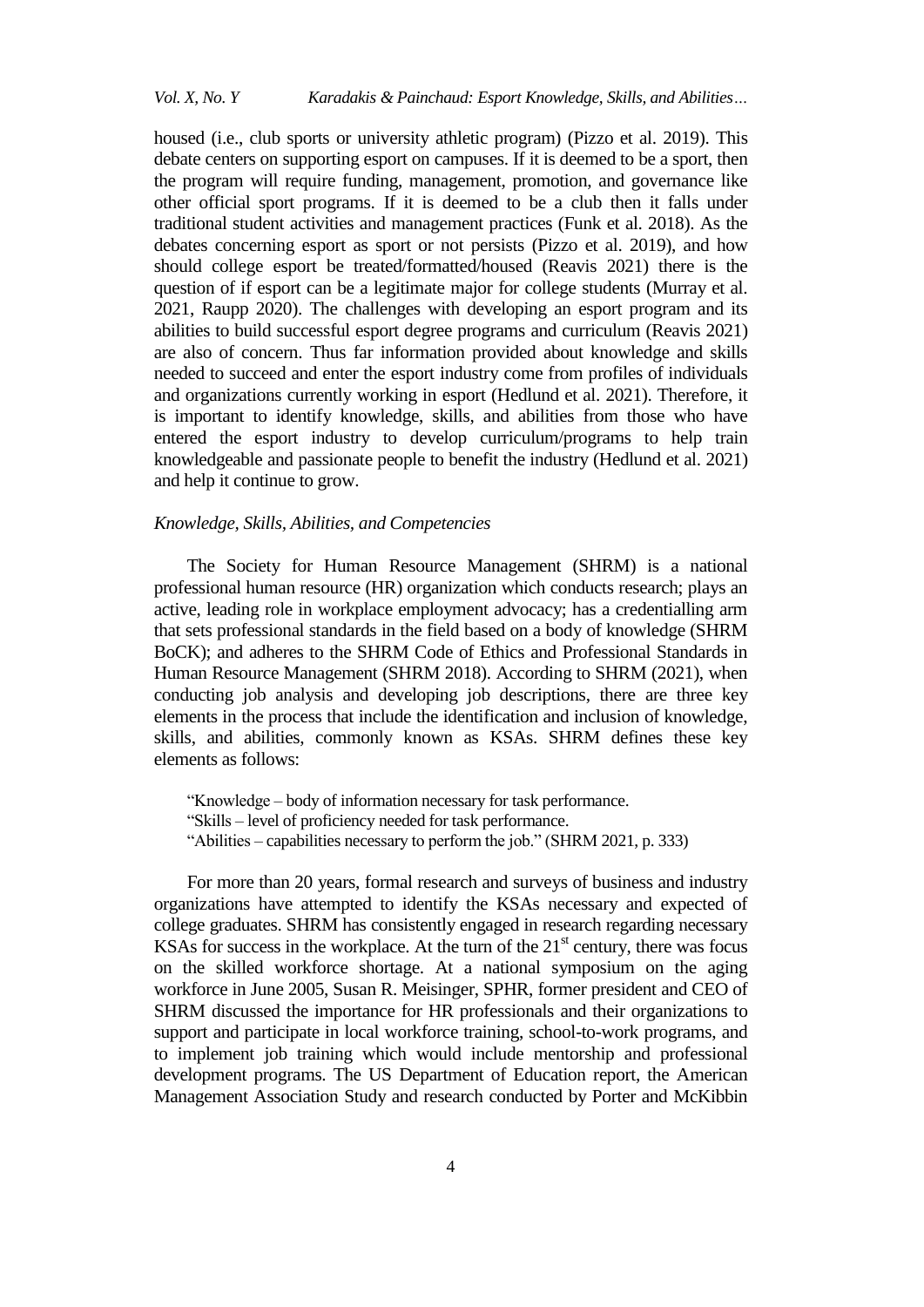housed (i.e., club sports or university athletic program) (Pizzo et al. 2019). This debate centers on supporting esport on campuses. If it is deemed to be a sport, then the program will require funding, management, promotion, and governance like other official sport programs. If it is deemed to be a club then it falls under traditional student activities and management practices (Funk et al. 2018). As the debates concerning esport as sport or not persists (Pizzo et al. 2019), and how should college esport be treated/formatted/housed (Reavis 2021) there is the question of if esport can be a legitimate major for college students (Murray et al. 2021, Raupp 2020). The challenges with developing an esport program and its abilities to build successful esport degree programs and curriculum (Reavis 2021) are also of concern. Thus far information provided about knowledge and skills needed to succeed and enter the esport industry come from profiles of individuals and organizations currently working in esport (Hedlund et al. 2021). Therefore, it is important to identify knowledge, skills, and abilities from those who have entered the esport industry to develop curriculum/programs to help train knowledgeable and passionate people to benefit the industry (Hedlund et al. 2021) and help it continue to grow.

### *Knowledge, Skills, Abilities, and Competencies*

The Society for Human Resource Management (SHRM) is a national professional human resource (HR) organization which conducts research; plays an active, leading role in workplace employment advocacy; has a credentialling arm that sets professional standards in the field based on a body of knowledge (SHRM BoCK); and adheres to the SHRM Code of Ethics and Professional Standards in Human Resource Management (SHRM 2018). According to SHRM (2021), when conducting job analysis and developing job descriptions, there are three key elements in the process that include the identification and inclusion of knowledge, skills, and abilities, commonly known as KSAs. SHRM defines these key elements as follows:

> "Knowledge – body of information necessary for task performance.
> "Skills – level of proficiency needed for task performance.
> "Abilities – capabilities necessary to perform the job." (SHRM 2021, p. 333)

For more than 20 years, formal research and surveys of business and industry organizations have attempted to identify the KSAs necessary and expected of college graduates. SHRM has consistently engaged in research regarding necessary KSAs for success in the workplace. At the turn of the 21st century, there was focus on the skilled workforce shortage. At a national symposium on the aging workforce in June 2005, Susan R. Meisinger, SPHR, former president and CEO of SHRM discussed the importance for HR professionals and their organizations to support and participate in local workforce training, school-to-work programs, and to implement job training which would include mentorship and professional development programs. The US Department of Education report, the American Management Association Study and research conducted by Porter and McKibbin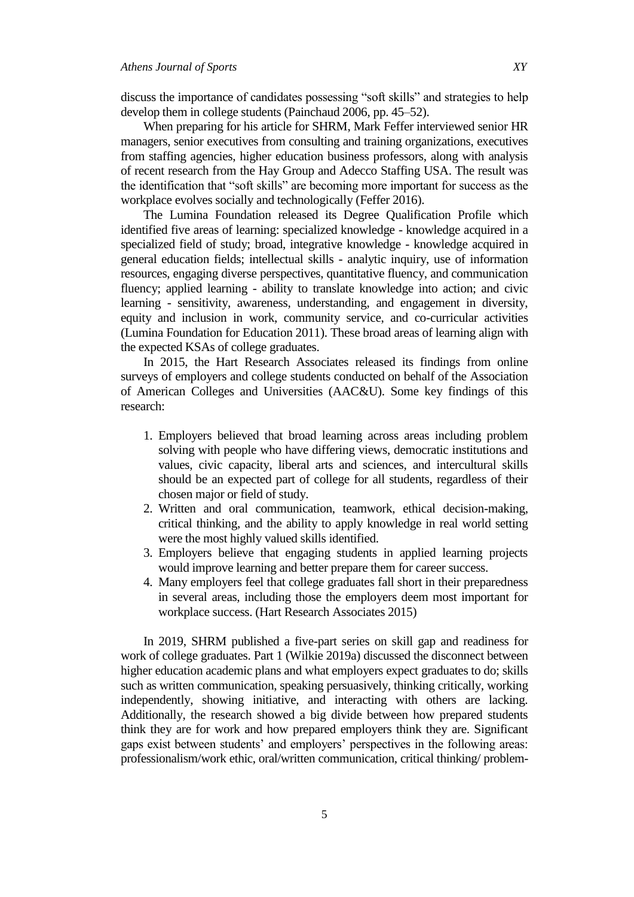discuss the importance of candidates possessing "soft skills" and strategies to help develop them in college students (Painchaud 2006, pp. 45–52).

When preparing for his article for SHRM, Mark Feffer interviewed senior HR managers, senior executives from consulting and training organizations, executives from staffing agencies, higher education business professors, along with analysis of recent research from the Hay Group and Adecco Staffing USA. The result was the identification that "soft skills" are becoming more important for success as the workplace evolves socially and technologically (Feffer 2016).

The Lumina Foundation released its Degree Qualification Profile which identified five areas of learning: specialized knowledge - knowledge acquired in a specialized field of study; broad, integrative knowledge - knowledge acquired in general education fields; intellectual skills - analytic inquiry, use of information resources, engaging diverse perspectives, quantitative fluency, and communication fluency; applied learning - ability to translate knowledge into action; and civic learning - sensitivity, awareness, understanding, and engagement in diversity, equity and inclusion in work, community service, and co-curricular activities (Lumina Foundation for Education 2011). These broad areas of learning align with the expected KSAs of college graduates.

In 2015, the Hart Research Associates released its findings from online surveys of employers and college students conducted on behalf of the Association of American Colleges and Universities (AAC&U). Some key findings of this research:

1. Employers believed that broad learning across areas including problem solving with people who have differing views, democratic institutions and values, civic capacity, liberal arts and sciences, and intercultural skills should be an expected part of college for all students, regardless of their chosen major or field of study.
2. Written and oral communication, teamwork, ethical decision-making, critical thinking, and the ability to apply knowledge in real world setting were the most highly valued skills identified.
3. Employers believe that engaging students in applied learning projects would improve learning and better prepare them for career success.
4. Many employers feel that college graduates fall short in their preparedness in several areas, including those the employers deem most important for workplace success. (Hart Research Associates 2015)

In 2019, SHRM published a five-part series on skill gap and readiness for work of college graduates. Part 1 (Wilkie 2019a) discussed the disconnect between higher education academic plans and what employers expect graduates to do; skills such as written communication, speaking persuasively, thinking critically, working independently, showing initiative, and interacting with others are lacking. Additionally, the research showed a big divide between how prepared students think they are for work and how prepared employers think they are. Significant gaps exist between students' and employers' perspectives in the following areas: professionalism/work ethic, oral/written communication, critical thinking/ problem-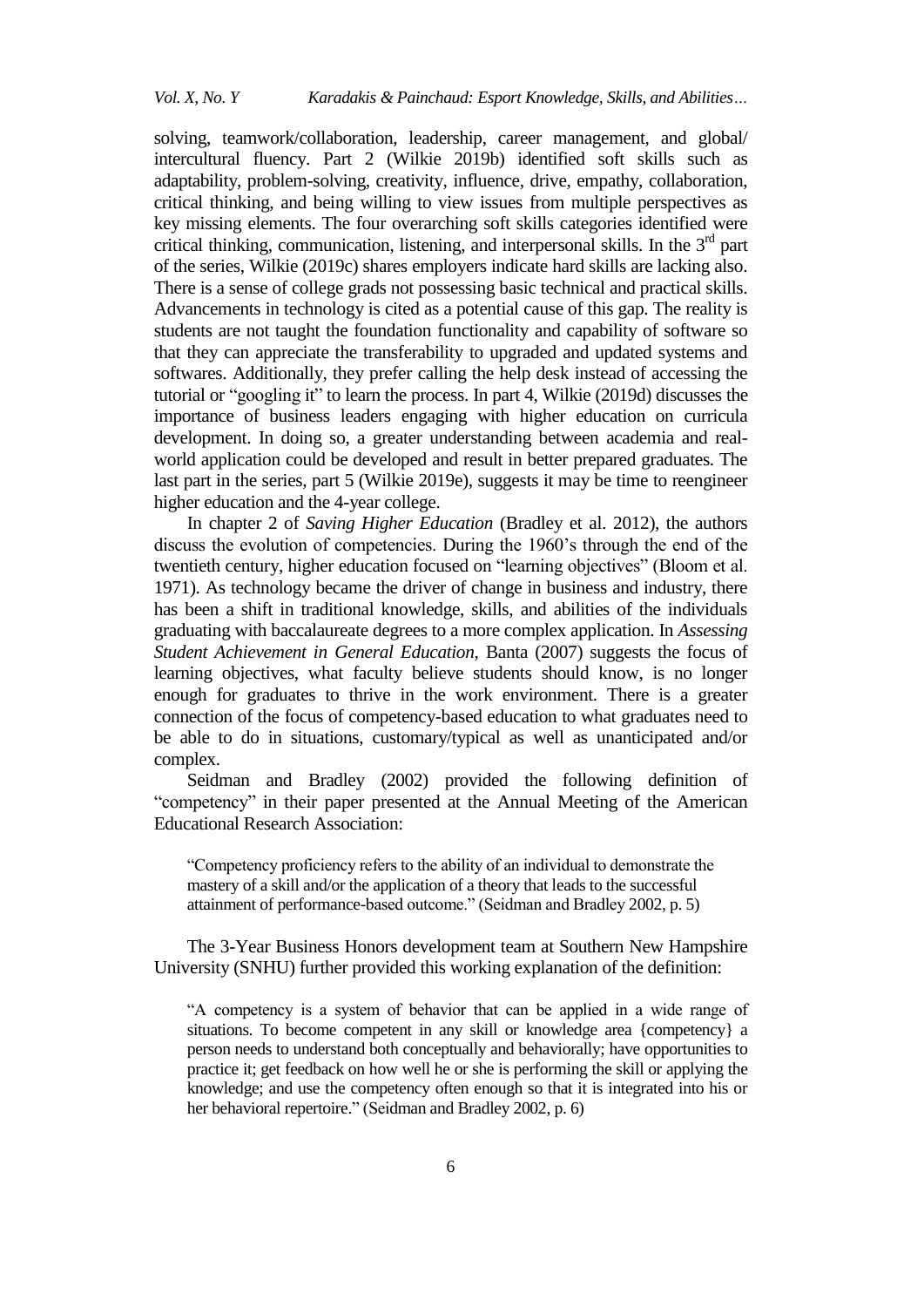solving, teamwork/collaboration, leadership, career management, and global/ intercultural fluency. Part 2 (Wilkie 2019b) identified soft skills such as adaptability, problem-solving, creativity, influence, drive, empathy, collaboration, critical thinking, and being willing to view issues from multiple perspectives as key missing elements. The four overarching soft skills categories identified were critical thinking, communication, listening, and interpersonal skills. In the 3rd part of the series, Wilkie (2019c) shares employers indicate hard skills are lacking also. There is a sense of college grads not possessing basic technical and practical skills. Advancements in technology is cited as a potential cause of this gap. The reality is students are not taught the foundation functionality and capability of software so that they can appreciate the transferability to upgraded and updated systems and softwares. Additionally, they prefer calling the help desk instead of accessing the tutorial or "googling it" to learn the process. In part 4, Wilkie (2019d) discusses the importance of business leaders engaging with higher education on curricula development. In doing so, a greater understanding between academia and real-world application could be developed and result in better prepared graduates. The last part in the series, part 5 (Wilkie 2019e), suggests it may be time to reengineer higher education and the 4-year college.

In chapter 2 of *Saving Higher Education* (Bradley et al. 2012), the authors discuss the evolution of competencies. During the 1960's through the end of the twentieth century, higher education focused on "learning objectives" (Bloom et al. 1971). As technology became the driver of change in business and industry, there has been a shift in traditional knowledge, skills, and abilities of the individuals graduating with baccalaureate degrees to a more complex application. In *Assessing Student Achievement in General Education*, Banta (2007) suggests the focus of learning objectives, what faculty believe students should know, is no longer enough for graduates to thrive in the work environment. There is a greater connection of the focus of competency-based education to what graduates need to be able to do in situations, customary/typical as well as unanticipated and/or complex.

Seidman and Bradley (2002) provided the following definition of "competency" in their paper presented at the Annual Meeting of the American Educational Research Association:

> "Competency proficiency refers to the ability of an individual to demonstrate the mastery of a skill and/or the application of a theory that leads to the successful attainment of performance-based outcome." (Seidman and Bradley 2002, p. 5)

The 3-Year Business Honors development team at Southern New Hampshire University (SNHU) further provided this working explanation of the definition:

> "A competency is a system of behavior that can be applied in a wide range of situations. To become competent in any skill or knowledge area {competency} a person needs to understand both conceptually and behaviorally; have opportunities to practice it; get feedback on how well he or she is performing the skill or applying the knowledge; and use the competency often enough so that it is integrated into his or her behavioral repertoire." (Seidman and Bradley 2002, p. 6)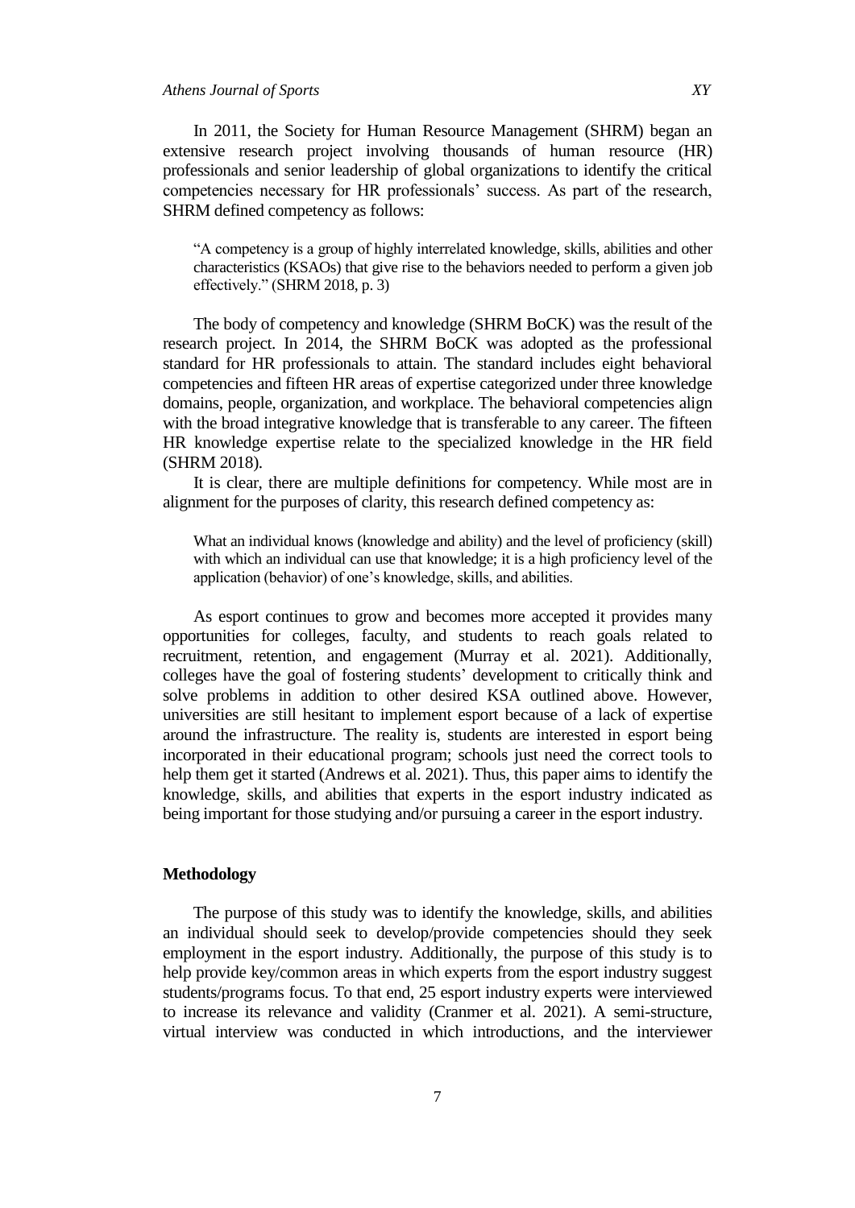In 2011, the Society for Human Resource Management (SHRM) began an extensive research project involving thousands of human resource (HR) professionals and senior leadership of global organizations to identify the critical competencies necessary for HR professionals' success. As part of the research, SHRM defined competency as follows:

> "A competency is a group of highly interrelated knowledge, skills, abilities and other characteristics (KSAOs) that give rise to the behaviors needed to perform a given job effectively." (SHRM 2018, p. 3)

The body of competency and knowledge (SHRM BoCK) was the result of the research project. In 2014, the SHRM BoCK was adopted as the professional standard for HR professionals to attain. The standard includes eight behavioral competencies and fifteen HR areas of expertise categorized under three knowledge domains, people, organization, and workplace. The behavioral competencies align with the broad integrative knowledge that is transferable to any career. The fifteen HR knowledge expertise relate to the specialized knowledge in the HR field (SHRM 2018).

It is clear, there are multiple definitions for competency. While most are in alignment for the purposes of clarity, this research defined competency as:

> What an individual knows (knowledge and ability) and the level of proficiency (skill) with which an individual can use that knowledge; it is a high proficiency level of the application (behavior) of one's knowledge, skills, and abilities.

As esport continues to grow and becomes more accepted it provides many opportunities for colleges, faculty, and students to reach goals related to recruitment, retention, and engagement (Murray et al. 2021). Additionally, colleges have the goal of fostering students' development to critically think and solve problems in addition to other desired KSA outlined above. However, universities are still hesitant to implement esport because of a lack of expertise around the infrastructure. The reality is, students are interested in esport being incorporated in their educational program; schools just need the correct tools to help them get it started (Andrews et al. 2021). Thus, this paper aims to identify the knowledge, skills, and abilities that experts in the esport industry indicated as being important for those studying and/or pursuing a career in the esport industry.

## Methodology

The purpose of this study was to identify the knowledge, skills, and abilities an individual should seek to develop/provide competencies should they seek employment in the esport industry. Additionally, the purpose of this study is to help provide key/common areas in which experts from the esport industry suggest students/programs focus. To that end, 25 esport industry experts were interviewed to increase its relevance and validity (Cranmer et al. 2021). A semi-structure, virtual interview was conducted in which introductions, and the interviewer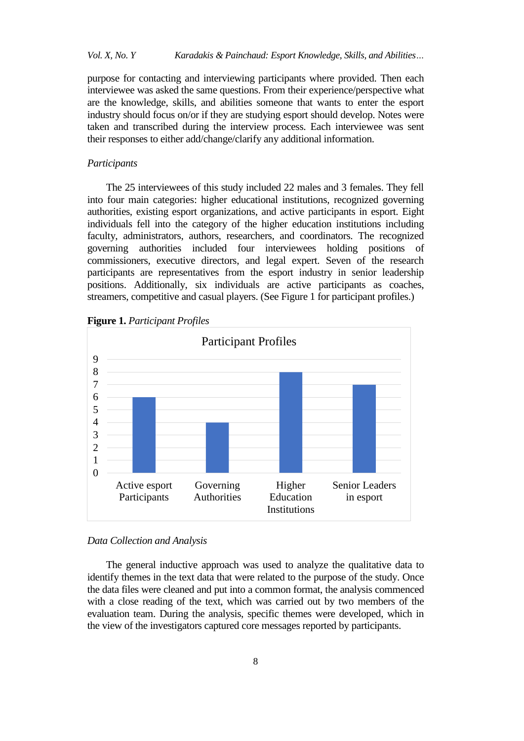purpose for contacting and interviewing participants where provided. Then each interviewee was asked the same questions. From their experience/perspective what are the knowledge, skills, and abilities someone that wants to enter the esport industry should focus on/or if they are studying esport should develop. Notes were taken and transcribed during the interview process. Each interviewee was sent their responses to either add/change/clarify any additional information.

### *Participants*

The 25 interviewees of this study included 22 males and 3 females. They fell into four main categories: higher educational institutions, recognized governing authorities, existing esport organizations, and active participants in esport. Eight individuals fell into the category of the higher education institutions including faculty, administrators, authors, researchers, and coordinators. The recognized governing authorities included four interviewees holding positions of commissioners, executive directors, and legal expert. Seven of the research participants are representatives from the esport industry in senior leadership positions. Additionally, six individuals are active participants as coaches, streamers, competitive and casual players. (See Figure 1 for participant profiles.)

**Figure 1.** *Participant Profiles*

| Participant Profiles | Count |
|---|---|
| Active esport Participants | 6 |
| Governing Authorities | 4 |
| Higher Education Institutions | 8 |
| Senior Leaders in esport | 7 |

### *Data Collection and Analysis*

The general inductive approach was used to analyze the qualitative data to identify themes in the text data that were related to the purpose of the study. Once the data files were cleaned and put into a common format, the analysis commenced with a close reading of the text, which was carried out by two members of the evaluation team. During the analysis, specific themes were developed, which in the view of the investigators captured core messages reported by participants.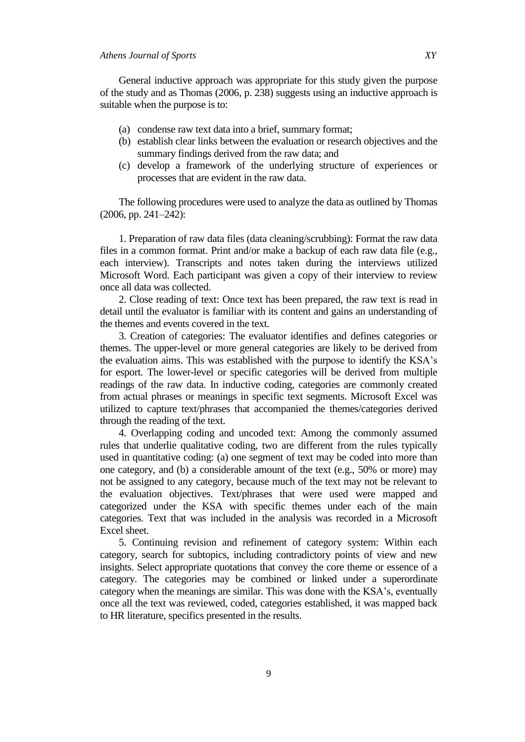General inductive approach was appropriate for this study given the purpose of the study and as Thomas (2006, p. 238) suggests using an inductive approach is suitable when the purpose is to:

(a) condense raw text data into a brief, summary format;
(b) establish clear links between the evaluation or research objectives and the summary findings derived from the raw data; and
(c) develop a framework of the underlying structure of experiences or processes that are evident in the raw data.

The following procedures were used to analyze the data as outlined by Thomas (2006, pp. 241–242):

1. Preparation of raw data files (data cleaning/scrubbing): Format the raw data files in a common format. Print and/or make a backup of each raw data file (e.g., each interview). Transcripts and notes taken during the interviews utilized Microsoft Word. Each participant was given a copy of their interview to review once all data was collected.

2. Close reading of text: Once text has been prepared, the raw text is read in detail until the evaluator is familiar with its content and gains an understanding of the themes and events covered in the text.

3. Creation of categories: The evaluator identifies and defines categories or themes. The upper-level or more general categories are likely to be derived from the evaluation aims. This was established with the purpose to identify the KSA's for esport. The lower-level or specific categories will be derived from multiple readings of the raw data. In inductive coding, categories are commonly created from actual phrases or meanings in specific text segments. Microsoft Excel was utilized to capture text/phrases that accompanied the themes/categories derived through the reading of the text.

4. Overlapping coding and uncoded text: Among the commonly assumed rules that underlie qualitative coding, two are different from the rules typically used in quantitative coding: (a) one segment of text may be coded into more than one category, and (b) a considerable amount of the text (e.g., 50% or more) may not be assigned to any category, because much of the text may not be relevant to the evaluation objectives. Text/phrases that were used were mapped and categorized under the KSA with specific themes under each of the main categories. Text that was included in the analysis was recorded in a Microsoft Excel sheet.

5. Continuing revision and refinement of category system: Within each category, search for subtopics, including contradictory points of view and new insights. Select appropriate quotations that convey the core theme or essence of a category. The categories may be combined or linked under a superordinate category when the meanings are similar. This was done with the KSA's, eventually once all the text was reviewed, coded, categories established, it was mapped back to HR literature, specifics presented in the results.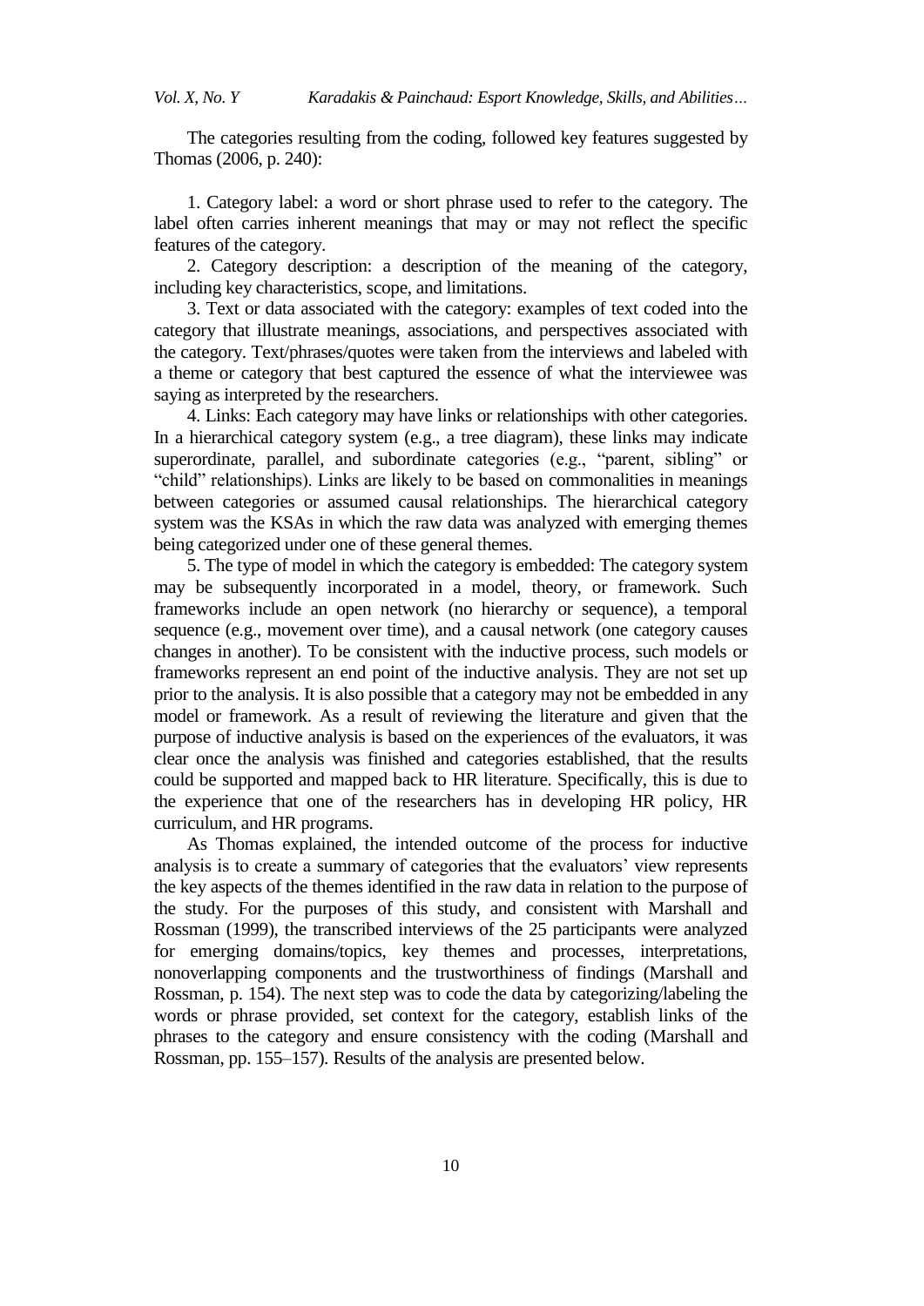The categories resulting from the coding, followed key features suggested by Thomas (2006, p. 240):

1. Category label: a word or short phrase used to refer to the category. The label often carries inherent meanings that may or may not reflect the specific features of the category.

2. Category description: a description of the meaning of the category, including key characteristics, scope, and limitations.

3. Text or data associated with the category: examples of text coded into the category that illustrate meanings, associations, and perspectives associated with the category. Text/phrases/quotes were taken from the interviews and labeled with a theme or category that best captured the essence of what the interviewee was saying as interpreted by the researchers.

4. Links: Each category may have links or relationships with other categories. In a hierarchical category system (e.g., a tree diagram), these links may indicate superordinate, parallel, and subordinate categories (e.g., "parent, sibling" or "child" relationships). Links are likely to be based on commonalities in meanings between categories or assumed causal relationships. The hierarchical category system was the KSAs in which the raw data was analyzed with emerging themes being categorized under one of these general themes.

5. The type of model in which the category is embedded: The category system may be subsequently incorporated in a model, theory, or framework. Such frameworks include an open network (no hierarchy or sequence), a temporal sequence (e.g., movement over time), and a causal network (one category causes changes in another). To be consistent with the inductive process, such models or frameworks represent an end point of the inductive analysis. They are not set up prior to the analysis. It is also possible that a category may not be embedded in any model or framework. As a result of reviewing the literature and given that the purpose of inductive analysis is based on the experiences of the evaluators, it was clear once the analysis was finished and categories established, that the results could be supported and mapped back to HR literature. Specifically, this is due to the experience that one of the researchers has in developing HR policy, HR curriculum, and HR programs.

As Thomas explained, the intended outcome of the process for inductive analysis is to create a summary of categories that the evaluators' view represents the key aspects of the themes identified in the raw data in relation to the purpose of the study. For the purposes of this study, and consistent with Marshall and Rossman (1999), the transcribed interviews of the 25 participants were analyzed for emerging domains/topics, key themes and processes, interpretations, nonoverlapping components and the trustworthiness of findings (Marshall and Rossman, p. 154). The next step was to code the data by categorizing/labeling the words or phrase provided, set context for the category, establish links of the phrases to the category and ensure consistency with the coding (Marshall and Rossman, pp. 155–157). Results of the analysis are presented below.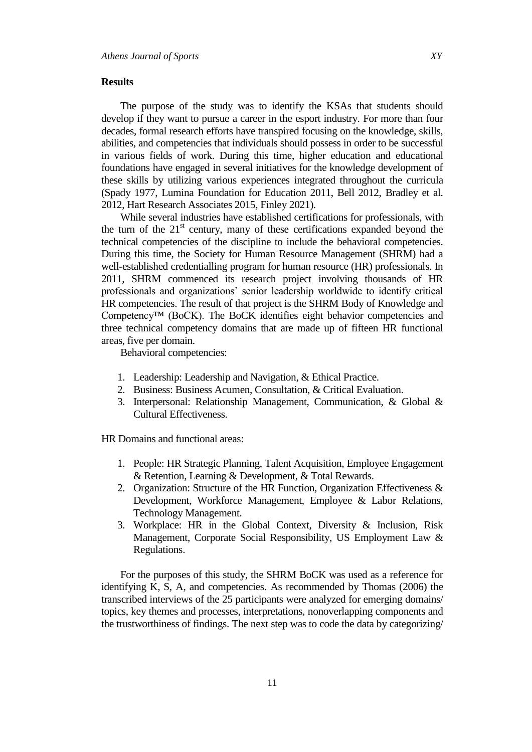## Results

The purpose of the study was to identify the KSAs that students should develop if they want to pursue a career in the esport industry. For more than four decades, formal research efforts have transpired focusing on the knowledge, skills, abilities, and competencies that individuals should possess in order to be successful in various fields of work. During this time, higher education and educational foundations have engaged in several initiatives for the knowledge development of these skills by utilizing various experiences integrated throughout the curricula (Spady 1977, Lumina Foundation for Education 2011, Bell 2012, Bradley et al. 2012, Hart Research Associates 2015, Finley 2021).

While several industries have established certifications for professionals, with the turn of the 21st century, many of these certifications expanded beyond the technical competencies of the discipline to include the behavioral competencies. During this time, the Society for Human Resource Management (SHRM) had a well-established credentialling program for human resource (HR) professionals. In 2011, SHRM commenced its research project involving thousands of HR professionals and organizations' senior leadership worldwide to identify critical HR competencies. The result of that project is the SHRM Body of Knowledge and Competency™ (BoCK). The BoCK identifies eight behavior competencies and three technical competency domains that are made up of fifteen HR functional areas, five per domain.

Behavioral competencies:

1. Leadership: Leadership and Navigation, & Ethical Practice.
2. Business: Business Acumen, Consultation, & Critical Evaluation.
3. Interpersonal: Relationship Management, Communication, & Global & Cultural Effectiveness.

HR Domains and functional areas:

1. People: HR Strategic Planning, Talent Acquisition, Employee Engagement & Retention, Learning & Development, & Total Rewards.
2. Organization: Structure of the HR Function, Organization Effectiveness & Development, Workforce Management, Employee & Labor Relations, Technology Management.
3. Workplace: HR in the Global Context, Diversity & Inclusion, Risk Management, Corporate Social Responsibility, US Employment Law & Regulations.

For the purposes of this study, the SHRM BoCK was used as a reference for identifying K, S, A, and competencies. As recommended by Thomas (2006) the transcribed interviews of the 25 participants were analyzed for emerging domains/ topics, key themes and processes, interpretations, nonoverlapping components and the trustworthiness of findings. The next step was to code the data by categorizing/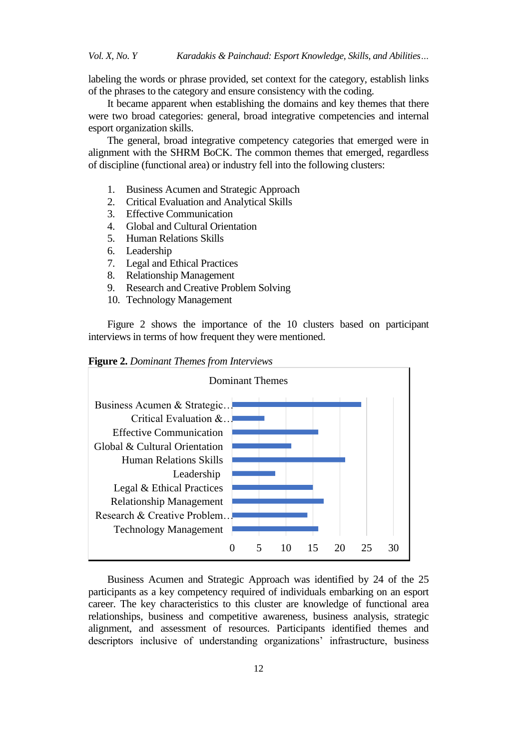labeling the words or phrase provided, set context for the category, establish links of the phrases to the category and ensure consistency with the coding.

It became apparent when establishing the domains and key themes that there were two broad categories: general, broad integrative competencies and internal esport organization skills.

The general, broad integrative competency categories that emerged were in alignment with the SHRM BoCK. The common themes that emerged, regardless of discipline (functional area) or industry fell into the following clusters:

1. Business Acumen and Strategic Approach
2. Critical Evaluation and Analytical Skills
3. Effective Communication
4. Global and Cultural Orientation
5. Human Relations Skills
6. Leadership
7. Legal and Ethical Practices
8. Relationship Management
9. Research and Creative Problem Solving
10. Technology Management

Figure 2 shows the importance of the 10 clusters based on participant interviews in terms of how frequent they were mentioned.

**Figure 2.** *Dominant Themes from Interviews*

Dominant Themes

| Theme | Value |
|---|---|
| Business Acumen & Strategic… | 24 |
| Critical Evaluation &… | 6 |
| Effective Communication | 16 |
| Global & Cultural Orientation | 11 |
| Human Relations Skills | 21 |
| Leadership | 8 |
| Legal & Ethical Practices | 15 |
| Relationship Management | 17 |
| Research & Creative Problem… | 14 |
| Technology Management | 16 |

Business Acumen and Strategic Approach was identified by 24 of the 25 participants as a key competency required of individuals embarking on an esport career. The key characteristics to this cluster are knowledge of functional area relationships, business and competitive awareness, business analysis, strategic alignment, and assessment of resources. Participants identified themes and descriptors inclusive of understanding organizations' infrastructure, business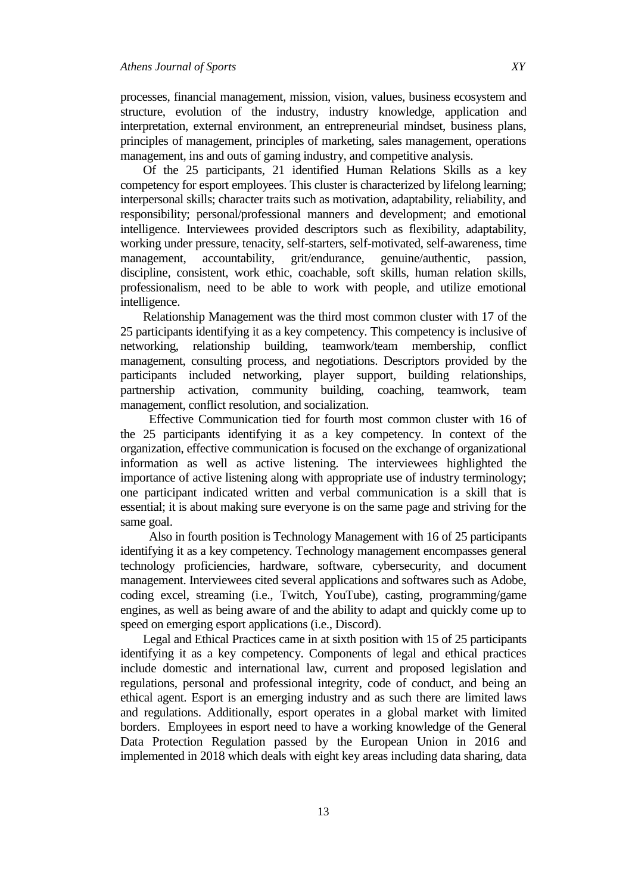processes, financial management, mission, vision, values, business ecosystem and structure, evolution of the industry, industry knowledge, application and interpretation, external environment, an entrepreneurial mindset, business plans, principles of management, principles of marketing, sales management, operations management, ins and outs of gaming industry, and competitive analysis.

Of the 25 participants, 21 identified Human Relations Skills as a key competency for esport employees. This cluster is characterized by lifelong learning; interpersonal skills; character traits such as motivation, adaptability, reliability, and responsibility; personal/professional manners and development; and emotional intelligence. Interviewees provided descriptors such as flexibility, adaptability, working under pressure, tenacity, self-starters, self-motivated, self-awareness, time management, accountability, grit/endurance, genuine/authentic, passion, discipline, consistent, work ethic, coachable, soft skills, human relation skills, professionalism, need to be able to work with people, and utilize emotional intelligence.

Relationship Management was the third most common cluster with 17 of the 25 participants identifying it as a key competency. This competency is inclusive of networking, relationship building, teamwork/team membership, conflict management, consulting process, and negotiations. Descriptors provided by the participants included networking, player support, building relationships, partnership activation, community building, coaching, teamwork, team management, conflict resolution, and socialization.

Effective Communication tied for fourth most common cluster with 16 of the 25 participants identifying it as a key competency. In context of the organization, effective communication is focused on the exchange of organizational information as well as active listening. The interviewees highlighted the importance of active listening along with appropriate use of industry terminology; one participant indicated written and verbal communication is a skill that is essential; it is about making sure everyone is on the same page and striving for the same goal.

Also in fourth position is Technology Management with 16 of 25 participants identifying it as a key competency. Technology management encompasses general technology proficiencies, hardware, software, cybersecurity, and document management. Interviewees cited several applications and softwares such as Adobe, coding excel, streaming (i.e., Twitch, YouTube), casting, programming/game engines, as well as being aware of and the ability to adapt and quickly come up to speed on emerging esport applications (i.e., Discord).

Legal and Ethical Practices came in at sixth position with 15 of 25 participants identifying it as a key competency. Components of legal and ethical practices include domestic and international law, current and proposed legislation and regulations, personal and professional integrity, code of conduct, and being an ethical agent. Esport is an emerging industry and as such there are limited laws and regulations. Additionally, esport operates in a global market with limited borders. Employees in esport need to have a working knowledge of the General Data Protection Regulation passed by the European Union in 2016 and implemented in 2018 which deals with eight key areas including data sharing, data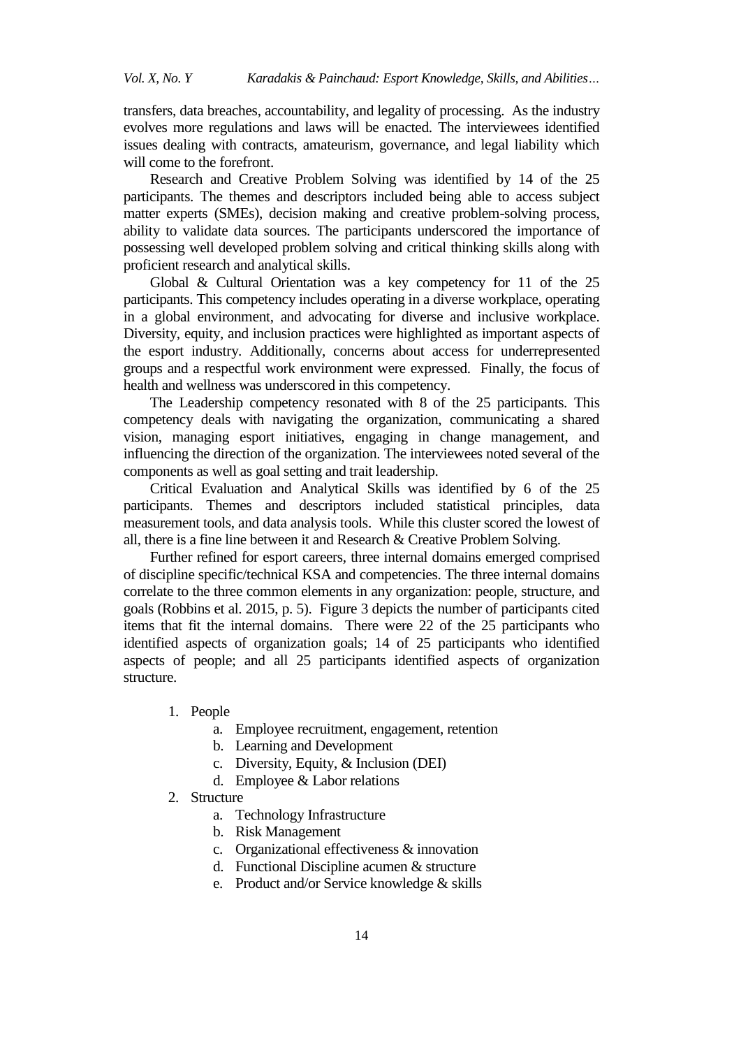transfers, data breaches, accountability, and legality of processing. As the industry evolves more regulations and laws will be enacted. The interviewees identified issues dealing with contracts, amateurism, governance, and legal liability which will come to the forefront.

Research and Creative Problem Solving was identified by 14 of the 25 participants. The themes and descriptors included being able to access subject matter experts (SMEs), decision making and creative problem-solving process, ability to validate data sources. The participants underscored the importance of possessing well developed problem solving and critical thinking skills along with proficient research and analytical skills.

Global & Cultural Orientation was a key competency for 11 of the 25 participants. This competency includes operating in a diverse workplace, operating in a global environment, and advocating for diverse and inclusive workplace. Diversity, equity, and inclusion practices were highlighted as important aspects of the esport industry. Additionally, concerns about access for underrepresented groups and a respectful work environment were expressed. Finally, the focus of health and wellness was underscored in this competency.

The Leadership competency resonated with 8 of the 25 participants. This competency deals with navigating the organization, communicating a shared vision, managing esport initiatives, engaging in change management, and influencing the direction of the organization. The interviewees noted several of the components as well as goal setting and trait leadership.

Critical Evaluation and Analytical Skills was identified by 6 of the 25 participants. Themes and descriptors included statistical principles, data measurement tools, and data analysis tools. While this cluster scored the lowest of all, there is a fine line between it and Research & Creative Problem Solving.

Further refined for esport careers, three internal domains emerged comprised of discipline specific/technical KSA and competencies. The three internal domains correlate to the three common elements in any organization: people, structure, and goals (Robbins et al. 2015, p. 5). Figure 3 depicts the number of participants cited items that fit the internal domains. There were 22 of the 25 participants who identified aspects of organization goals; 14 of 25 participants who identified aspects of people; and all 25 participants identified aspects of organization structure.

1. People
    a. Employee recruitment, engagement, retention
    b. Learning and Development
    c. Diversity, Equity, & Inclusion (DEI)
    d. Employee & Labor relations
2. Structure
    a. Technology Infrastructure
    b. Risk Management
    c. Organizational effectiveness & innovation
    d. Functional Discipline acumen & structure
    e. Product and/or Service knowledge & skills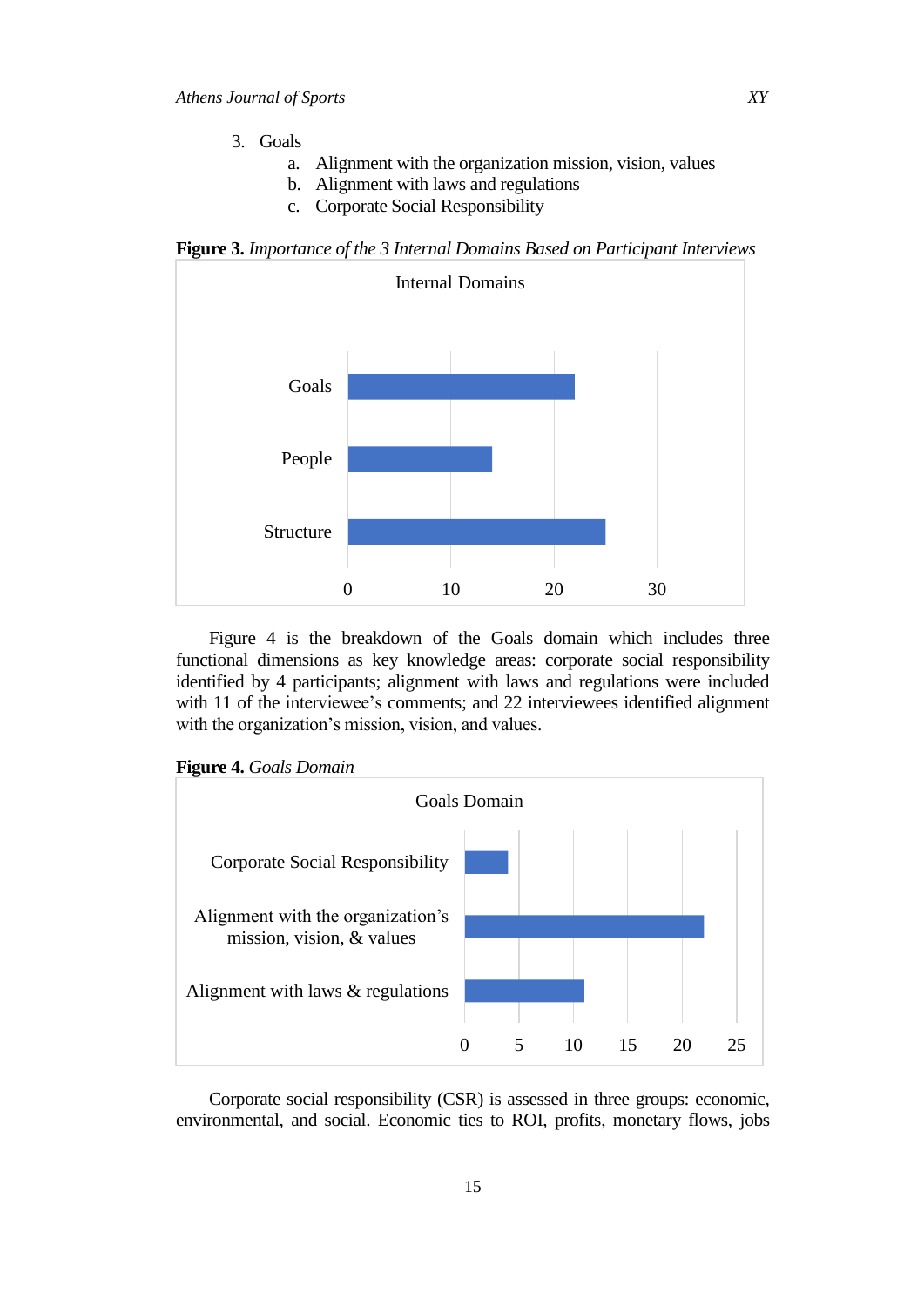3. Goals
    a. Alignment with the organization mission, vision, values
    b. Alignment with laws and regulations
    c. Corporate Social Responsibility

**Figure 3.** *Importance of the 3 Internal Domains Based on Participant Interviews*

Figure 4 is the breakdown of the Goals domain which includes three functional dimensions as key knowledge areas: corporate social responsibility identified by 4 participants; alignment with laws and regulations were included with 11 of the interviewee's comments; and 22 interviewees identified alignment with the organization's mission, vision, and values.

**Figure 4.** *Goals Domain*

Corporate social responsibility (CSR) is assessed in three groups: economic, environmental, and social. Economic ties to ROI, profits, monetary flows, jobs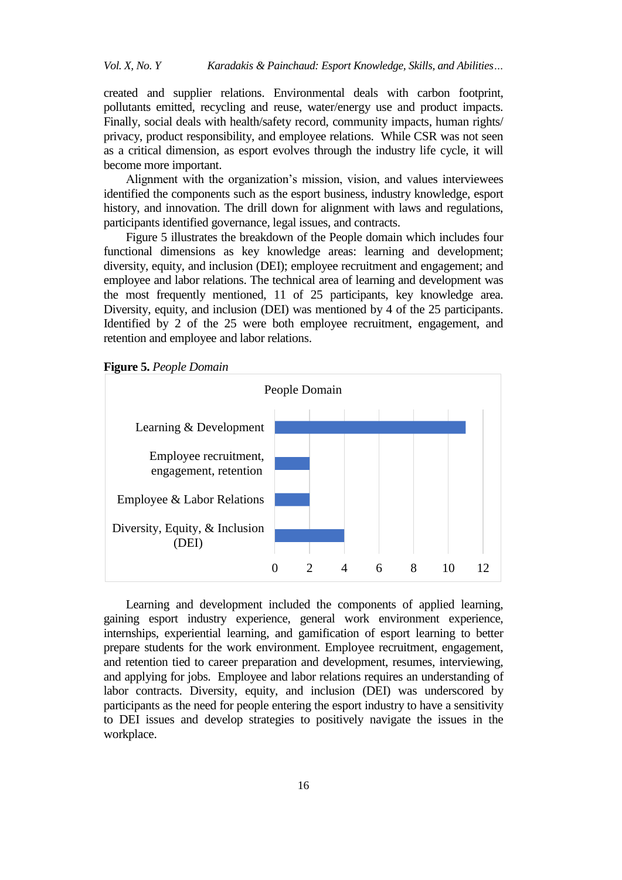created and supplier relations. Environmental deals with carbon footprint, pollutants emitted, recycling and reuse, water/energy use and product impacts. Finally, social deals with health/safety record, community impacts, human rights/ privacy, product responsibility, and employee relations. While CSR was not seen as a critical dimension, as esport evolves through the industry life cycle, it will become more important.

Alignment with the organization's mission, vision, and values interviewees identified the components such as the esport business, industry knowledge, esport history, and innovation. The drill down for alignment with laws and regulations, participants identified governance, legal issues, and contracts.

Figure 5 illustrates the breakdown of the People domain which includes four functional dimensions as key knowledge areas: learning and development; diversity, equity, and inclusion (DEI); employee recruitment and engagement; and employee and labor relations. The technical area of learning and development was the most frequently mentioned, 11 of 25 participants, key knowledge area. Diversity, equity, and inclusion (DEI) was mentioned by 4 of the 25 participants. Identified by 2 of the 25 were both employee recruitment, engagement, and retention and employee and labor relations.

**Figure 5.** *People Domain*

People Domain

| Category | Value |
|---|---|
| Learning & Development | 11 |
| Employee recruitment, engagement, retention | 2 |
| Employee & Labor Relations | 2 |
| Diversity, Equity, & Inclusion (DEI) | 4 |

Learning and development included the components of applied learning, gaining esport industry experience, general work environment experience, internships, experiential learning, and gamification of esport learning to better prepare students for the work environment. Employee recruitment, engagement, and retention tied to career preparation and development, resumes, interviewing, and applying for jobs. Employee and labor relations requires an understanding of labor contracts. Diversity, equity, and inclusion (DEI) was underscored by participants as the need for people entering the esport industry to have a sensitivity to DEI issues and develop strategies to positively navigate the issues in the workplace.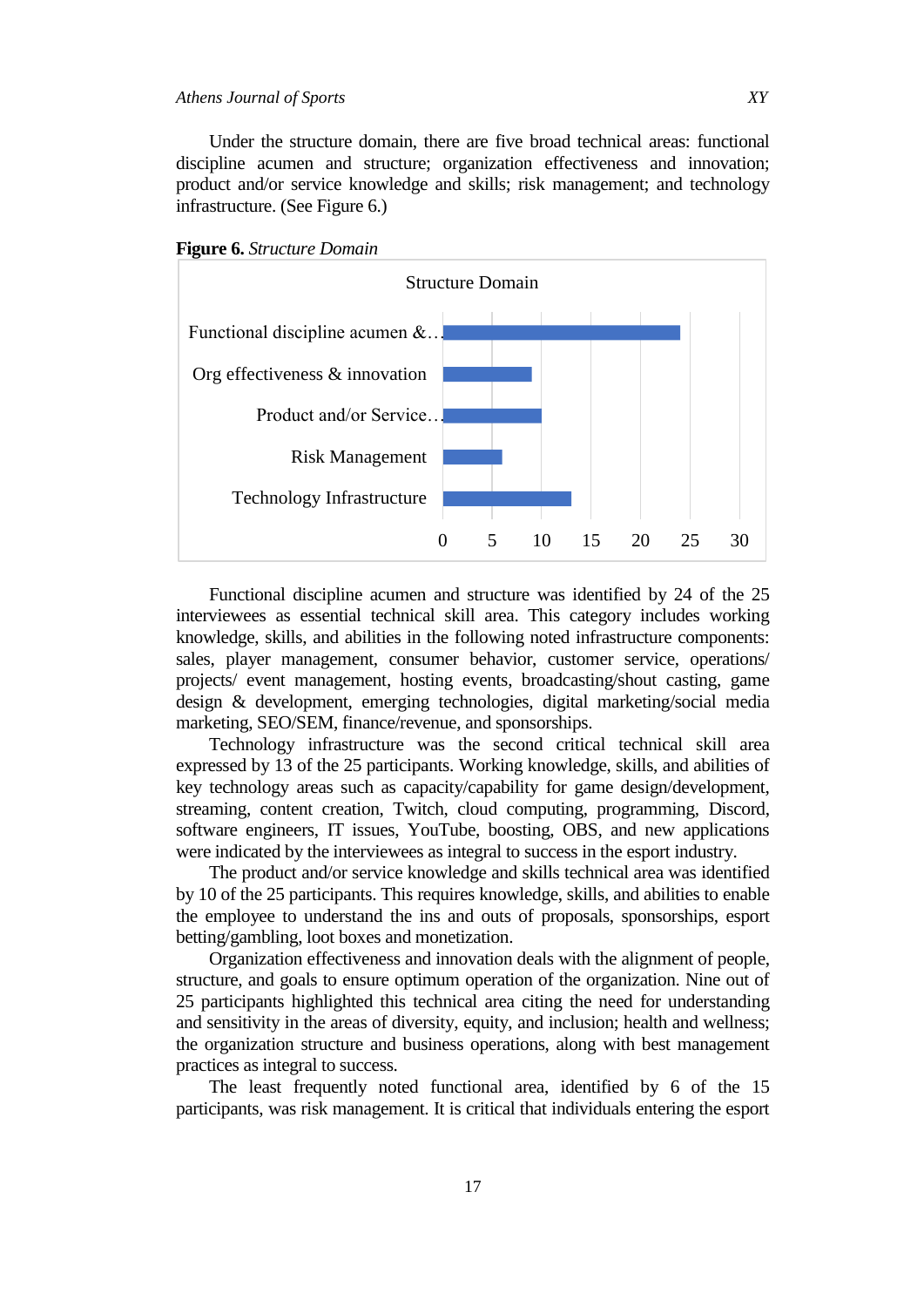Under the structure domain, there are five broad technical areas: functional discipline acumen and structure; organization effectiveness and innovation; product and/or service knowledge and skills; risk management; and technology infrastructure. (See Figure 6.)

**Figure 6.** *Structure Domain*

Functional discipline acumen and structure was identified by 24 of the 25 interviewees as essential technical skill area. This category includes working knowledge, skills, and abilities in the following noted infrastructure components: sales, player management, consumer behavior, customer service, operations/ projects/ event management, hosting events, broadcasting/shout casting, game design & development, emerging technologies, digital marketing/social media marketing, SEO/SEM, finance/revenue, and sponsorships.

Technology infrastructure was the second critical technical skill area expressed by 13 of the 25 participants. Working knowledge, skills, and abilities of key technology areas such as capacity/capability for game design/development, streaming, content creation, Twitch, cloud computing, programming, Discord, software engineers, IT issues, YouTube, boosting, OBS, and new applications were indicated by the interviewees as integral to success in the esport industry.

The product and/or service knowledge and skills technical area was identified by 10 of the 25 participants. This requires knowledge, skills, and abilities to enable the employee to understand the ins and outs of proposals, sponsorships, esport betting/gambling, loot boxes and monetization.

Organization effectiveness and innovation deals with the alignment of people, structure, and goals to ensure optimum operation of the organization. Nine out of 25 participants highlighted this technical area citing the need for understanding and sensitivity in the areas of diversity, equity, and inclusion; health and wellness; the organization structure and business operations, along with best management practices as integral to success.

The least frequently noted functional area, identified by 6 of the 15 participants, was risk management. It is critical that individuals entering the esport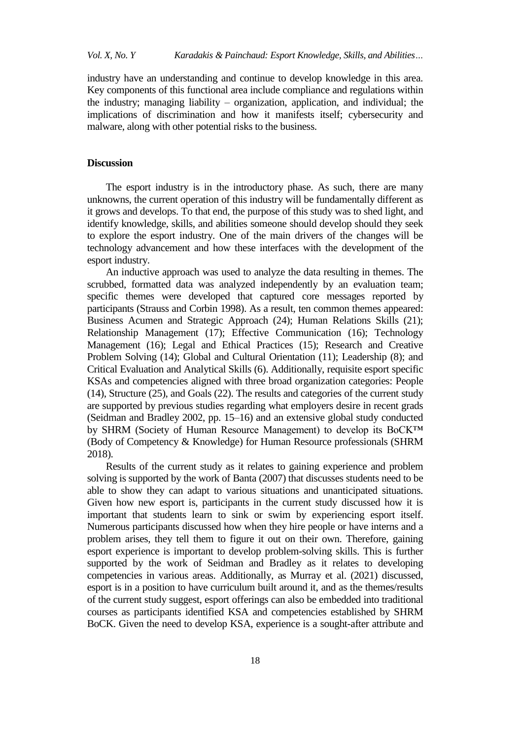industry have an understanding and continue to develop knowledge in this area. Key components of this functional area include compliance and regulations within the industry; managing liability – organization, application, and individual; the implications of discrimination and how it manifests itself; cybersecurity and malware, along with other potential risks to the business.

## Discussion

The esport industry is in the introductory phase. As such, there are many unknowns, the current operation of this industry will be fundamentally different as it grows and develops. To that end, the purpose of this study was to shed light, and identify knowledge, skills, and abilities someone should develop should they seek to explore the esport industry. One of the main drivers of the changes will be technology advancement and how these interfaces with the development of the esport industry.

An inductive approach was used to analyze the data resulting in themes. The scrubbed, formatted data was analyzed independently by an evaluation team; specific themes were developed that captured core messages reported by participants (Strauss and Corbin 1998). As a result, ten common themes appeared: Business Acumen and Strategic Approach (24); Human Relations Skills (21); Relationship Management (17); Effective Communication (16); Technology Management (16); Legal and Ethical Practices (15); Research and Creative Problem Solving (14); Global and Cultural Orientation (11); Leadership (8); and Critical Evaluation and Analytical Skills (6). Additionally, requisite esport specific KSAs and competencies aligned with three broad organization categories: People (14), Structure (25), and Goals (22). The results and categories of the current study are supported by previous studies regarding what employers desire in recent grads (Seidman and Bradley 2002, pp. 15–16) and an extensive global study conducted by SHRM (Society of Human Resource Management) to develop its BoCK™ (Body of Competency & Knowledge) for Human Resource professionals (SHRM 2018).

Results of the current study as it relates to gaining experience and problem solving is supported by the work of Banta (2007) that discusses students need to be able to show they can adapt to various situations and unanticipated situations. Given how new esport is, participants in the current study discussed how it is important that students learn to sink or swim by experiencing esport itself. Numerous participants discussed how when they hire people or have interns and a problem arises, they tell them to figure it out on their own. Therefore, gaining esport experience is important to develop problem-solving skills. This is further supported by the work of Seidman and Bradley as it relates to developing competencies in various areas. Additionally, as Murray et al. (2021) discussed, esport is in a position to have curriculum built around it, and as the themes/results of the current study suggest, esport offerings can also be embedded into traditional courses as participants identified KSA and competencies established by SHRM BoCK. Given the need to develop KSA, experience is a sought-after attribute and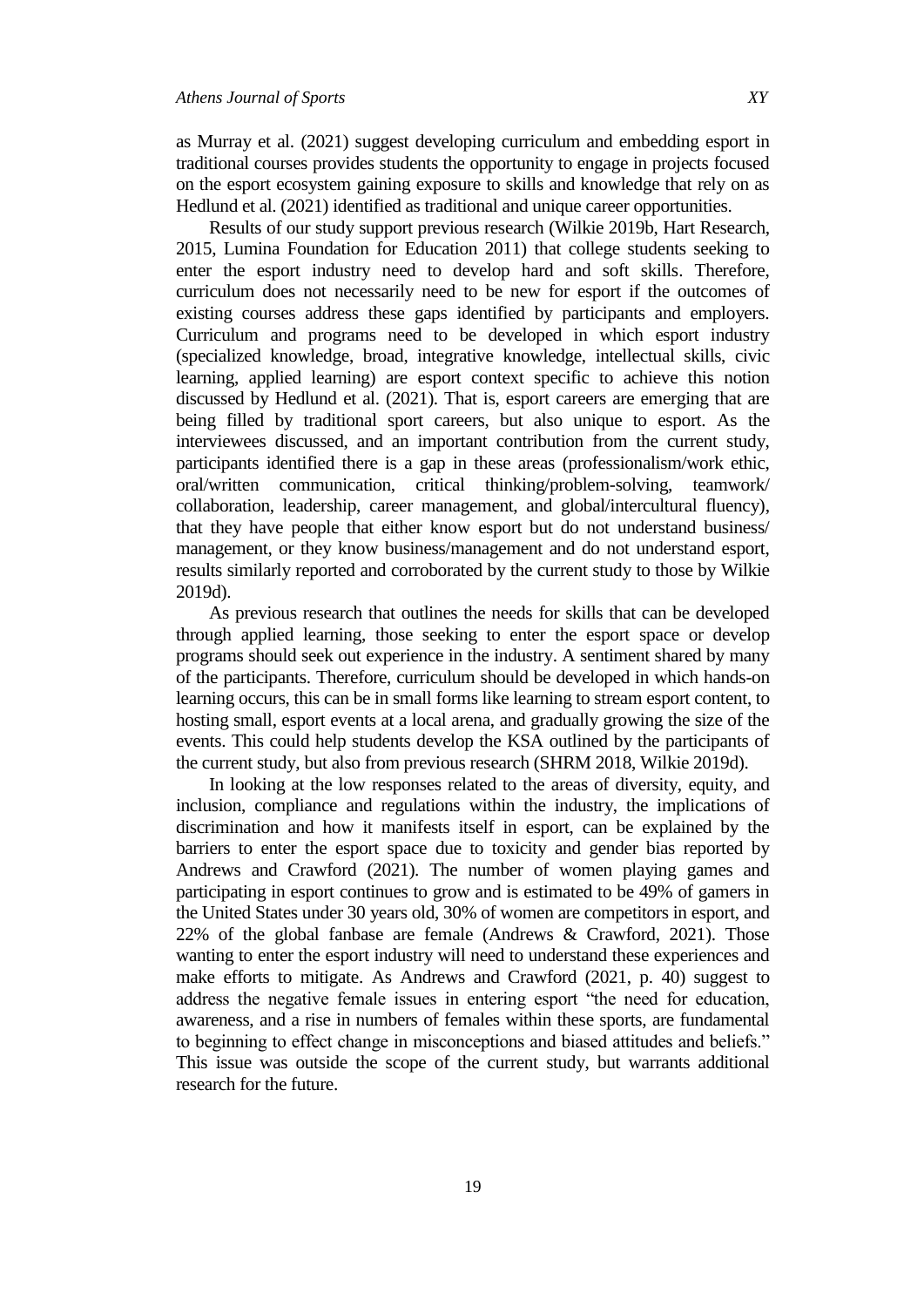as Murray et al. (2021) suggest developing curriculum and embedding esport in traditional courses provides students the opportunity to engage in projects focused on the esport ecosystem gaining exposure to skills and knowledge that rely on as Hedlund et al. (2021) identified as traditional and unique career opportunities.

Results of our study support previous research (Wilkie 2019b, Hart Research, 2015, Lumina Foundation for Education 2011) that college students seeking to enter the esport industry need to develop hard and soft skills. Therefore, curriculum does not necessarily need to be new for esport if the outcomes of existing courses address these gaps identified by participants and employers. Curriculum and programs need to be developed in which esport industry (specialized knowledge, broad, integrative knowledge, intellectual skills, civic learning, applied learning) are esport context specific to achieve this notion discussed by Hedlund et al. (2021). That is, esport careers are emerging that are being filled by traditional sport careers, but also unique to esport. As the interviewees discussed, and an important contribution from the current study, participants identified there is a gap in these areas (professionalism/work ethic, oral/written communication, critical thinking/problem-solving, teamwork/ collaboration, leadership, career management, and global/intercultural fluency), that they have people that either know esport but do not understand business/ management, or they know business/management and do not understand esport, results similarly reported and corroborated by the current study to those by Wilkie 2019d).

As previous research that outlines the needs for skills that can be developed through applied learning, those seeking to enter the esport space or develop programs should seek out experience in the industry. A sentiment shared by many of the participants. Therefore, curriculum should be developed in which hands-on learning occurs, this can be in small forms like learning to stream esport content, to hosting small, esport events at a local arena, and gradually growing the size of the events. This could help students develop the KSA outlined by the participants of the current study, but also from previous research (SHRM 2018, Wilkie 2019d).

In looking at the low responses related to the areas of diversity, equity, and inclusion, compliance and regulations within the industry, the implications of discrimination and how it manifests itself in esport, can be explained by the barriers to enter the esport space due to toxicity and gender bias reported by Andrews and Crawford (2021). The number of women playing games and participating in esport continues to grow and is estimated to be 49% of gamers in the United States under 30 years old, 30% of women are competitors in esport, and 22% of the global fanbase are female (Andrews & Crawford, 2021). Those wanting to enter the esport industry will need to understand these experiences and make efforts to mitigate. As Andrews and Crawford (2021, p. 40) suggest to address the negative female issues in entering esport "the need for education, awareness, and a rise in numbers of females within these sports, are fundamental to beginning to effect change in misconceptions and biased attitudes and beliefs." This issue was outside the scope of the current study, but warrants additional research for the future.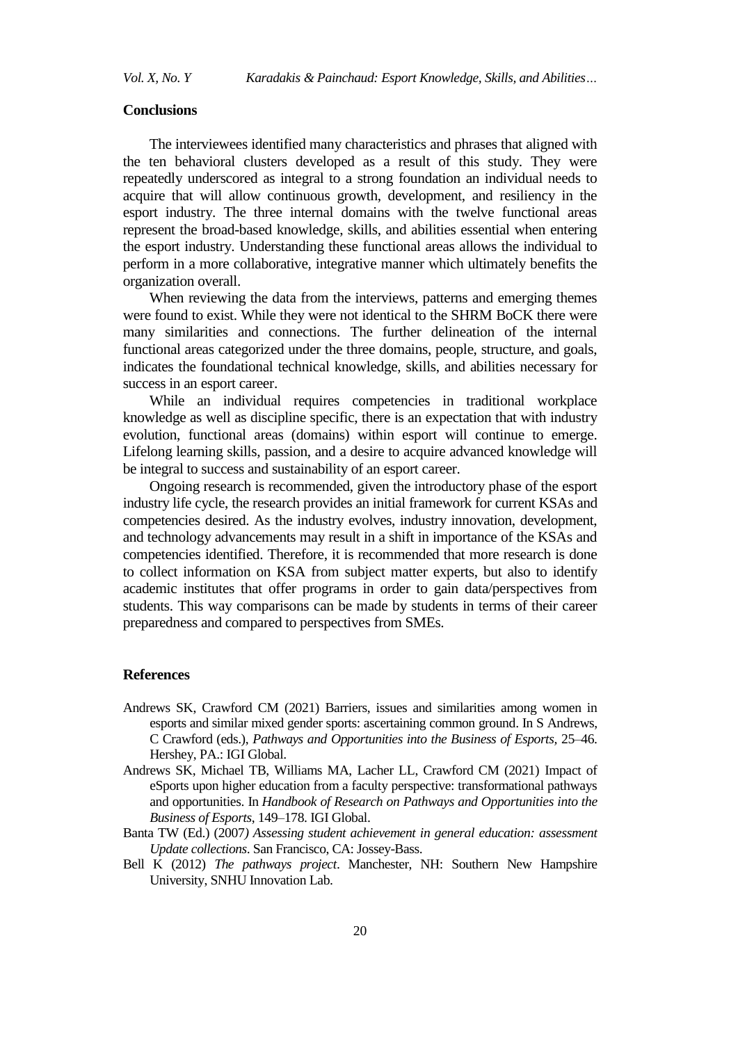## Conclusions

The interviewees identified many characteristics and phrases that aligned with the ten behavioral clusters developed as a result of this study. They were repeatedly underscored as integral to a strong foundation an individual needs to acquire that will allow continuous growth, development, and resiliency in the esport industry. The three internal domains with the twelve functional areas represent the broad-based knowledge, skills, and abilities essential when entering the esport industry. Understanding these functional areas allows the individual to perform in a more collaborative, integrative manner which ultimately benefits the organization overall.

When reviewing the data from the interviews, patterns and emerging themes were found to exist. While they were not identical to the SHRM BoCK there were many similarities and connections. The further delineation of the internal functional areas categorized under the three domains, people, structure, and goals, indicates the foundational technical knowledge, skills, and abilities necessary for success in an esport career.

While an individual requires competencies in traditional workplace knowledge as well as discipline specific, there is an expectation that with industry evolution, functional areas (domains) within esport will continue to emerge. Lifelong learning skills, passion, and a desire to acquire advanced knowledge will be integral to success and sustainability of an esport career.

Ongoing research is recommended, given the introductory phase of the esport industry life cycle, the research provides an initial framework for current KSAs and competencies desired. As the industry evolves, industry innovation, development, and technology advancements may result in a shift in importance of the KSAs and competencies identified. Therefore, it is recommended that more research is done to collect information on KSA from subject matter experts, but also to identify academic institutes that offer programs in order to gain data/perspectives from students. This way comparisons can be made by students in terms of their career preparedness and compared to perspectives from SMEs.

## References

Andrews SK, Crawford CM (2021) Barriers, issues and similarities among women in esports and similar mixed gender sports: ascertaining common ground. In S Andrews, C Crawford (eds.), *Pathways and Opportunities into the Business of Esports*, 25–46. Hershey, PA.: IGI Global.

Andrews SK, Michael TB, Williams MA, Lacher LL, Crawford CM (2021) Impact of eSports upon higher education from a faculty perspective: transformational pathways and opportunities. In *Handbook of Research on Pathways and Opportunities into the Business of Esports*, 149–178. IGI Global.

Banta TW (Ed.) (2007*) Assessing student achievement in general education: assessment Update collections*. San Francisco, CA: Jossey-Bass.

Bell K (2012) *The pathways project*. Manchester, NH: Southern New Hampshire University, SNHU Innovation Lab.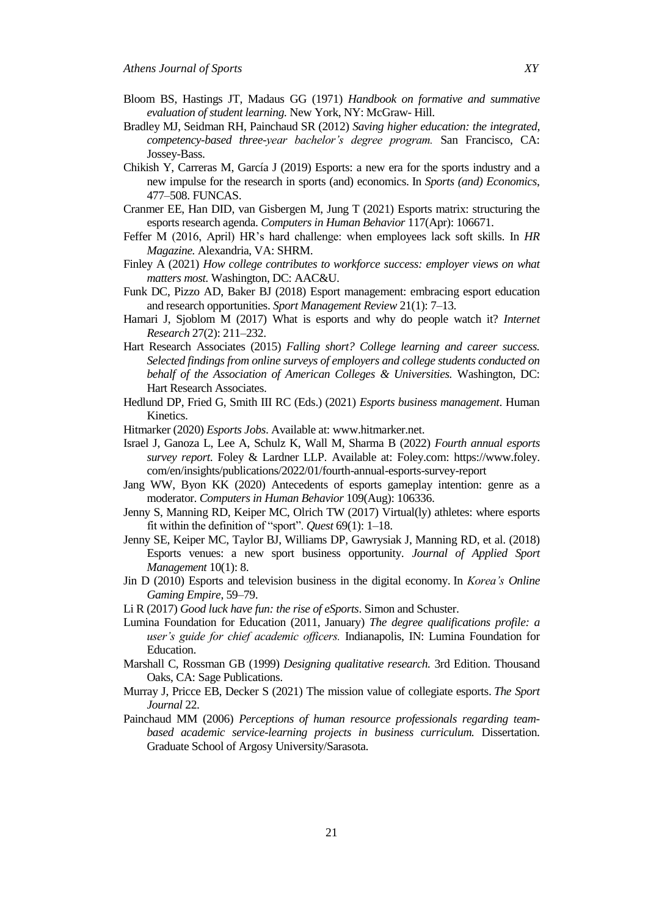Bloom BS, Hastings JT, Madaus GG (1971) *Handbook on formative and summative evaluation of student learning.* New York, NY: McGraw- Hill.

Bradley MJ, Seidman RH, Painchaud SR (2012) *Saving higher education: the integrated, competency-based three-year bachelor's degree program.* San Francisco, CA: Jossey-Bass.

Chikish Y, Carreras M, García J (2019) Esports: a new era for the sports industry and a new impulse for the research in sports (and) economics. In *Sports (and) Economics*, 477–508. FUNCAS.

Cranmer EE, Han DID, van Gisbergen M, Jung T (2021) Esports matrix: structuring the esports research agenda. *Computers in Human Behavior* 117(Apr): 106671.

Feffer M (2016, April) HR's hard challenge: when employees lack soft skills. In *HR Magazine.* Alexandria, VA: SHRM.

Finley A (2021) *How college contributes to workforce success: employer views on what matters most.* Washington, DC: AAC&U.

Funk DC, Pizzo AD, Baker BJ (2018) Esport management: embracing esport education and research opportunities. *Sport Management Review* 21(1): 7–13.

Hamari J, Sjoblom M (2017) What is esports and why do people watch it? *Internet Research* 27(2): 211–232.

Hart Research Associates (2015) *Falling short? College learning and career success. Selected findings from online surveys of employers and college students conducted on behalf of the Association of American Colleges & Universities.* Washington, DC: Hart Research Associates.

Hedlund DP, Fried G, Smith III RC (Eds.) (2021) *Esports business management*. Human Kinetics.

Hitmarker (2020) *Esports Jobs*. Available at: www.hitmarker.net.

Israel J, Ganoza L, Lee A, Schulz K, Wall M, Sharma B (2022) *Fourth annual esports survey report*. Foley & Lardner LLP. Available at: Foley.com: https://www.foley.com/en/insights/publications/2022/01/fourth-annual-esports-survey-report

Jang WW, Byon KK (2020) Antecedents of esports gameplay intention: genre as a moderator. *Computers in Human Behavior* 109(Aug): 106336.

Jenny S, Manning RD, Keiper MC, Olrich TW (2017) Virtual(ly) athletes: where esports fit within the definition of "sport". *Quest* 69(1): 1–18.

Jenny SE, Keiper MC, Taylor BJ, Williams DP, Gawrysiak J, Manning RD, et al. (2018) Esports venues: a new sport business opportunity. *Journal of Applied Sport Management* 10(1): 8.

Jin D (2010) Esports and television business in the digital economy. In *Korea's Online Gaming Empire*, 59–79.

Li R (2017) *Good luck have fun: the rise of eSports*. Simon and Schuster.

Lumina Foundation for Education (2011, January) *The degree qualifications profile: a user's guide for chief academic officers.* Indianapolis, IN: Lumina Foundation for Education.

Marshall C, Rossman GB (1999) *Designing qualitative research.* 3rd Edition. Thousand Oaks, CA: Sage Publications.

Murray J, Pricce EB, Decker S (2021) The mission value of collegiate esports. *The Sport Journal* 22.

Painchaud MM (2006) *Perceptions of human resource professionals regarding team-based academic service-learning projects in business curriculum.* Dissertation. Graduate School of Argosy University/Sarasota.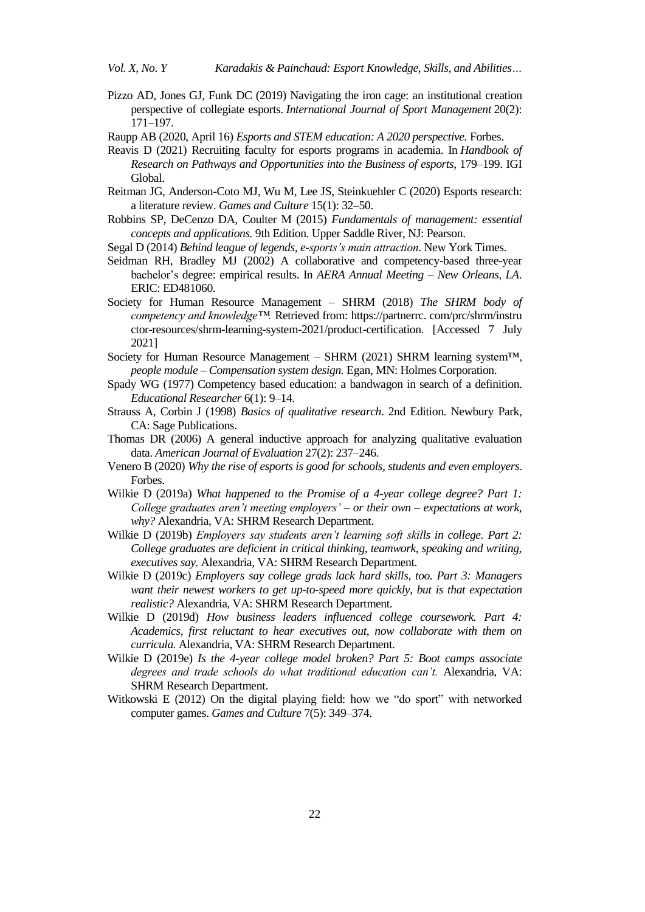Pizzo AD, Jones GJ, Funk DC (2019) Navigating the iron cage: an institutional creation perspective of collegiate esports. *International Journal of Sport Management* 20(2): 171–197.

Raupp AB (2020, April 16) *Esports and STEM education: A 2020 perspective.* Forbes.

Reavis D (2021) Recruiting faculty for esports programs in academia. In *Handbook of Research on Pathways and Opportunities into the Business of esports*, 179–199. IGI Global.

Reitman JG, Anderson-Coto MJ, Wu M, Lee JS, Steinkuehler C (2020) Esports research: a literature review. *Games and Culture* 15(1): 32–50.

Robbins SP, DeCenzo DA, Coulter M (2015) *Fundamentals of management: essential concepts and applications.* 9th Edition. Upper Saddle River, NJ: Pearson.

Segal D (2014) *Behind league of legends, e-sports's main attraction*. New York Times.

Seidman RH, Bradley MJ (2002) A collaborative and competency-based three-year bachelor's degree: empirical results. In *AERA Annual Meeting – New Orleans, LA*. ERIC: ED481060.

Society for Human Resource Management – SHRM (2018) *The SHRM body of competency and knowledge™.* Retrieved from: https://partnerrc. com/prc/shrm/instructor-resources/shrm-learning-system-2021/product-certification. [Accessed 7 July 2021]

Society for Human Resource Management – SHRM (2021) SHRM learning system™, *people module – Compensation system design.* Egan, MN: Holmes Corporation.

Spady WG (1977) Competency based education: a bandwagon in search of a definition. *Educational Researcher* 6(1): 9–14.

Strauss A, Corbin J (1998) *Basics of qualitative research*. 2nd Edition. Newbury Park, CA: Sage Publications.

Thomas DR (2006) A general inductive approach for analyzing qualitative evaluation data. *American Journal of Evaluation* 27(2): 237–246.

Venero B (2020) *Why the rise of esports is good for schools, students and even employers*. Forbes.

Wilkie D (2019a) *What happened to the Promise of a 4-year college degree? Part 1: College graduates aren't meeting employers' – or their own – expectations at work, why?* Alexandria, VA: SHRM Research Department.

Wilkie D (2019b) *Employers say students aren't learning soft skills in college. Part 2: College graduates are deficient in critical thinking, teamwork, speaking and writing, executives say.* Alexandria, VA: SHRM Research Department.

Wilkie D (2019c) *Employers say college grads lack hard skills, too. Part 3: Managers want their newest workers to get up-to-speed more quickly, but is that expectation realistic?* Alexandria, VA: SHRM Research Department.

Wilkie D (2019d) *How business leaders influenced college coursework. Part 4: Academics, first reluctant to hear executives out, now collaborate with them on curricula.* Alexandria, VA: SHRM Research Department.

Wilkie D (2019e) *Is the 4-year college model broken? Part 5: Boot camps associate degrees and trade schools do what traditional education can't.* Alexandria, VA: SHRM Research Department.

Witkowski E (2012) On the digital playing field: how we "do sport" with networked computer games. *Games and Culture* 7(5): 349–374.